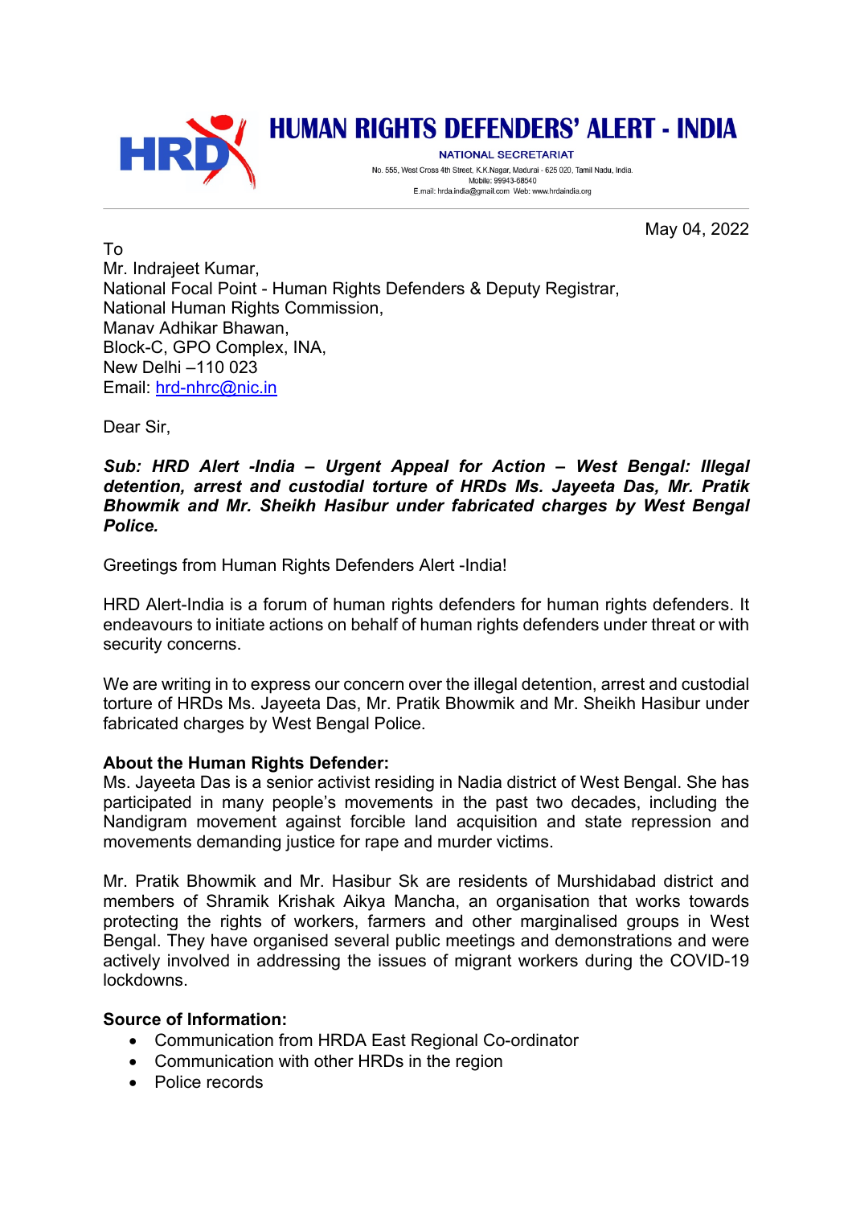# HUMAN RIGHTS DEFENDERS' ALERT - INDIA

NATIONAL SECRETARIAT

No. 555, West Cross 4th Street, K.K.Nagar, Madurai - 625 020, Tamil Nadu, India.
Mobile: 99943-68540
E.mail: hrda.india@gmail.com Web: www.hrdaindia.org

May 04, 2022

To
Mr. Indrajeet Kumar,
National Focal Point - Human Rights Defenders & Deputy Registrar,
National Human Rights Commission,
Manav Adhikar Bhawan,
Block-C, GPO Complex, INA,
New Delhi –110 023
Email: hrd-nhrc@nic.in

Dear Sir,

***Sub: HRD Alert -India – Urgent Appeal for Action – West Bengal: Illegal detention, arrest and custodial torture of HRDs Ms. Jayeeta Das, Mr. Pratik Bhowmik and Mr. Sheikh Hasibur under fabricated charges by West Bengal Police.***

Greetings from Human Rights Defenders Alert -India!

HRD Alert-India is a forum of human rights defenders for human rights defenders. It endeavours to initiate actions on behalf of human rights defenders under threat or with security concerns.

We are writing in to express our concern over the illegal detention, arrest and custodial torture of HRDs Ms. Jayeeta Das, Mr. Pratik Bhowmik and Mr. Sheikh Hasibur under fabricated charges by West Bengal Police.

**About the Human Rights Defender:**
Ms. Jayeeta Das is a senior activist residing in Nadia district of West Bengal. She has participated in many people's movements in the past two decades, including the Nandigram movement against forcible land acquisition and state repression and movements demanding justice for rape and murder victims.

Mr. Pratik Bhowmik and Mr. Hasibur Sk are residents of Murshidabad district and members of Shramik Krishak Aikya Mancha, an organisation that works towards protecting the rights of workers, farmers and other marginalised groups in West Bengal. They have organised several public meetings and demonstrations and were actively involved in addressing the issues of migrant workers during the COVID-19 lockdowns.

**Source of Information:**

- Communication from HRDA East Regional Co-ordinator
- Communication with other HRDs in the region
- Police records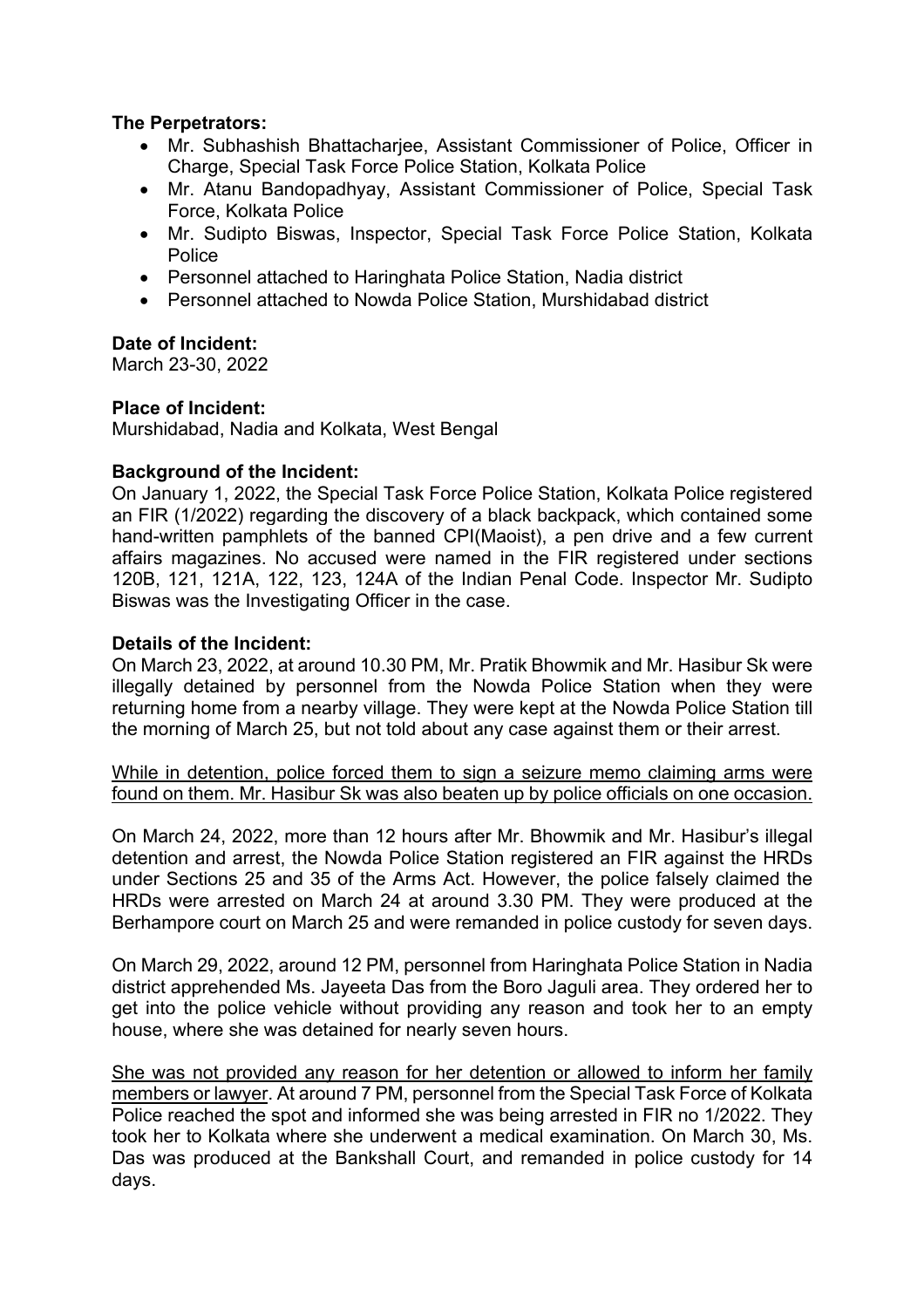**The Perpetrators:**

- Mr. Subhashish Bhattacharjee, Assistant Commissioner of Police, Officer in Charge, Special Task Force Police Station, Kolkata Police
- Mr. Atanu Bandopadhyay, Assistant Commissioner of Police, Special Task Force, Kolkata Police
- Mr. Sudipto Biswas, Inspector, Special Task Force Police Station, Kolkata Police
- Personnel attached to Haringhata Police Station, Nadia district
- Personnel attached to Nowda Police Station, Murshidabad district

**Date of Incident:**
March 23-30, 2022

**Place of Incident:**
Murshidabad, Nadia and Kolkata, West Bengal

**Background of the Incident:**
On January 1, 2022, the Special Task Force Police Station, Kolkata Police registered an FIR (1/2022) regarding the discovery of a black backpack, which contained some hand-written pamphlets of the banned CPI(Maoist), a pen drive and a few current affairs magazines. No accused were named in the FIR registered under sections 120B, 121, 121A, 122, 123, 124A of the Indian Penal Code. Inspector Mr. Sudipto Biswas was the Investigating Officer in the case.

**Details of the Incident:**
On March 23, 2022, at around 10.30 PM, Mr. Pratik Bhowmik and Mr. Hasibur Sk were illegally detained by personnel from the Nowda Police Station when they were returning home from a nearby village. They were kept at the Nowda Police Station till the morning of March 25, but not told about any case against them or their arrest.

<u>While in detention, police forced them to sign a seizure memo claiming arms were found on them. Mr. Hasibur Sk was also beaten up by police officials on one occasion.</u>

On March 24, 2022, more than 12 hours after Mr. Bhowmik and Mr. Hasibur's illegal detention and arrest, the Nowda Police Station registered an FIR against the HRDs under Sections 25 and 35 of the Arms Act. However, the police falsely claimed the HRDs were arrested on March 24 at around 3.30 PM. They were produced at the Berhampore court on March 25 and were remanded in police custody for seven days.

On March 29, 2022, around 12 PM, personnel from Haringhata Police Station in Nadia district apprehended Ms. Jayeeta Das from the Boro Jaguli area. They ordered her to get into the police vehicle without providing any reason and took her to an empty house, where she was detained for nearly seven hours.

<u>She was not provided any reason for her detention or allowed to inform her family members or lawyer</u>. At around 7 PM, personnel from the Special Task Force of Kolkata Police reached the spot and informed she was being arrested in FIR no 1/2022. They took her to Kolkata where she underwent a medical examination. On March 30, Ms. Das was produced at the Bankshall Court, and remanded in police custody for 14 days.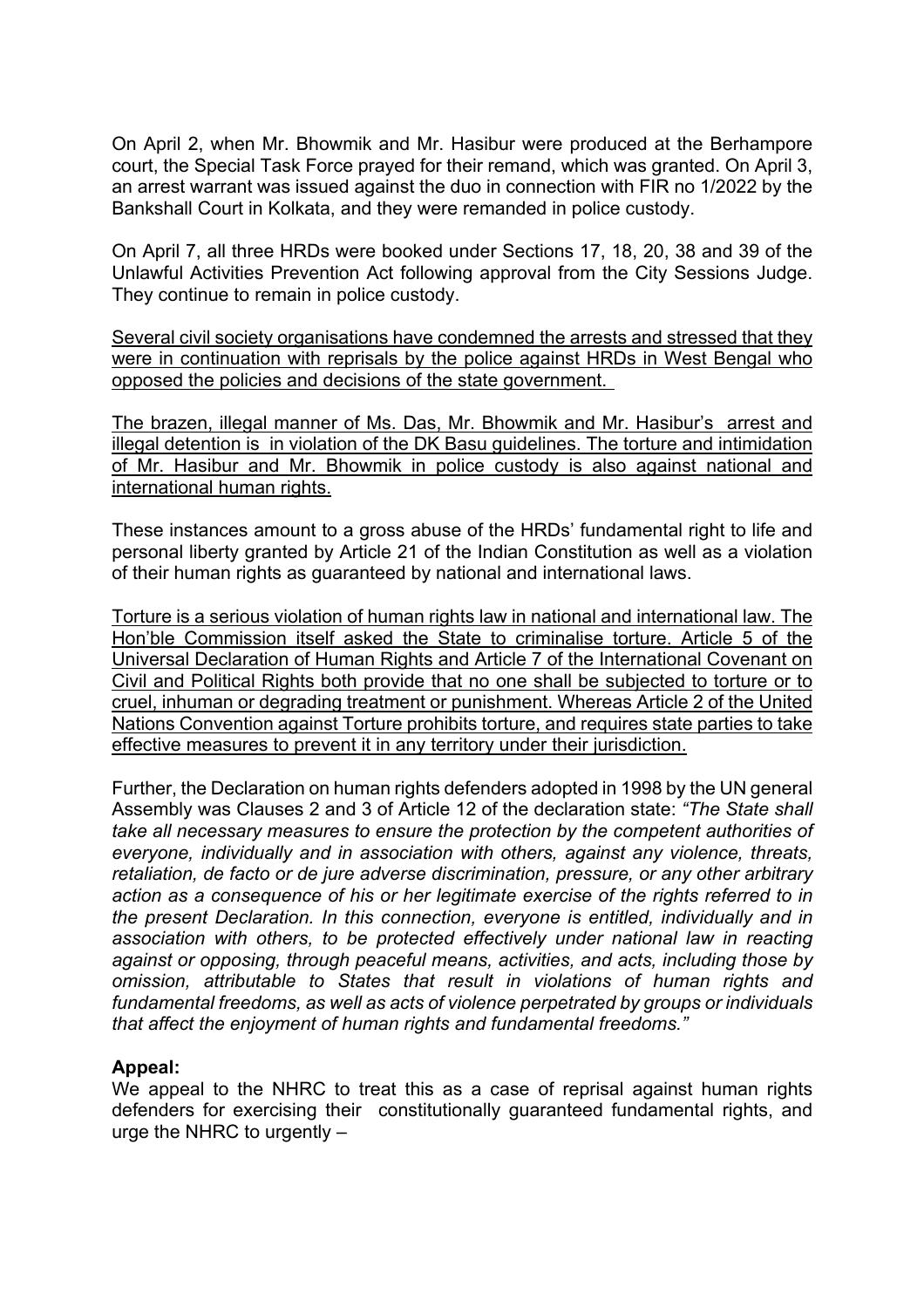On April 2, when Mr. Bhowmik and Mr. Hasibur were produced at the Berhampore court, the Special Task Force prayed for their remand, which was granted. On April 3, an arrest warrant was issued against the duo in connection with FIR no 1/2022 by the Bankshall Court in Kolkata, and they were remanded in police custody.

On April 7, all three HRDs were booked under Sections 17, 18, 20, 38 and 39 of the Unlawful Activities Prevention Act following approval from the City Sessions Judge. They continue to remain in police custody.

<u>Several civil society organisations have condemned the arrests and stressed that they were in continuation with reprisals by the police against HRDs in West Bengal who opposed the policies and decisions of the state government.</u>

<u>The brazen, illegal manner of Ms. Das, Mr. Bhowmik and Mr. Hasibur's arrest and illegal detention is in violation of the DK Basu guidelines. The torture and intimidation of Mr. Hasibur and Mr. Bhowmik in police custody is also against national and international human rights.</u>

These instances amount to a gross abuse of the HRDs' fundamental right to life and personal liberty granted by Article 21 of the Indian Constitution as well as a violation of their human rights as guaranteed by national and international laws.

<u>Torture is a serious violation of human rights law in national and international law. The Hon'ble Commission itself asked the State to criminalise torture. Article 5 of the Universal Declaration of Human Rights and Article 7 of the International Covenant on Civil and Political Rights both provide that no one shall be subjected to torture or to cruel, inhuman or degrading treatment or punishment. Whereas Article 2 of the United Nations Convention against Torture prohibits torture, and requires state parties to take effective measures to prevent it in any territory under their jurisdiction.</u>

Further, the Declaration on human rights defenders adopted in 1998 by the UN general Assembly was Clauses 2 and 3 of Article 12 of the declaration state: *"The State shall take all necessary measures to ensure the protection by the competent authorities of everyone, individually and in association with others, against any violence, threats, retaliation, de facto or de jure adverse discrimination, pressure, or any other arbitrary action as a consequence of his or her legitimate exercise of the rights referred to in the present Declaration. In this connection, everyone is entitled, individually and in association with others, to be protected effectively under national law in reacting against or opposing, through peaceful means, activities, and acts, including those by omission, attributable to States that result in violations of human rights and fundamental freedoms, as well as acts of violence perpetrated by groups or individuals that affect the enjoyment of human rights and fundamental freedoms."*

**Appeal:**

We appeal to the NHRC to treat this as a case of reprisal against human rights defenders for exercising their constitutionally guaranteed fundamental rights, and urge the NHRC to urgently –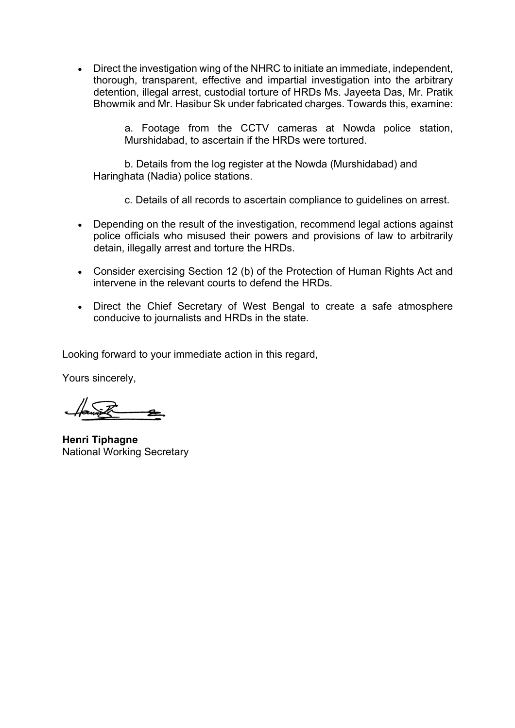- Direct the investigation wing of the NHRC to initiate an immediate, independent, thorough, transparent, effective and impartial investigation into the arbitrary detention, illegal arrest, custodial torture of HRDs Ms. Jayeeta Das, Mr. Pratik Bhowmik and Mr. Hasibur Sk under fabricated charges. Towards this, examine:

    a. Footage from the CCTV cameras at Nowda police station, Murshidabad, to ascertain if the HRDs were tortured.

    b. Details from the log register at the Nowda (Murshidabad) and Haringhata (Nadia) police stations.

    c. Details of all records to ascertain compliance to guidelines on arrest.

- Depending on the result of the investigation, recommend legal actions against police officials who misused their powers and provisions of law to arbitrarily detain, illegally arrest and torture the HRDs.
- Consider exercising Section 12 (b) of the Protection of Human Rights Act and intervene in the relevant courts to defend the HRDs.
- Direct the Chief Secretary of West Bengal to create a safe atmosphere conducive to journalists and HRDs in the state.

Looking forward to your immediate action in this regard,

Yours sincerely,

**Henri Tiphagne**
National Working Secretary